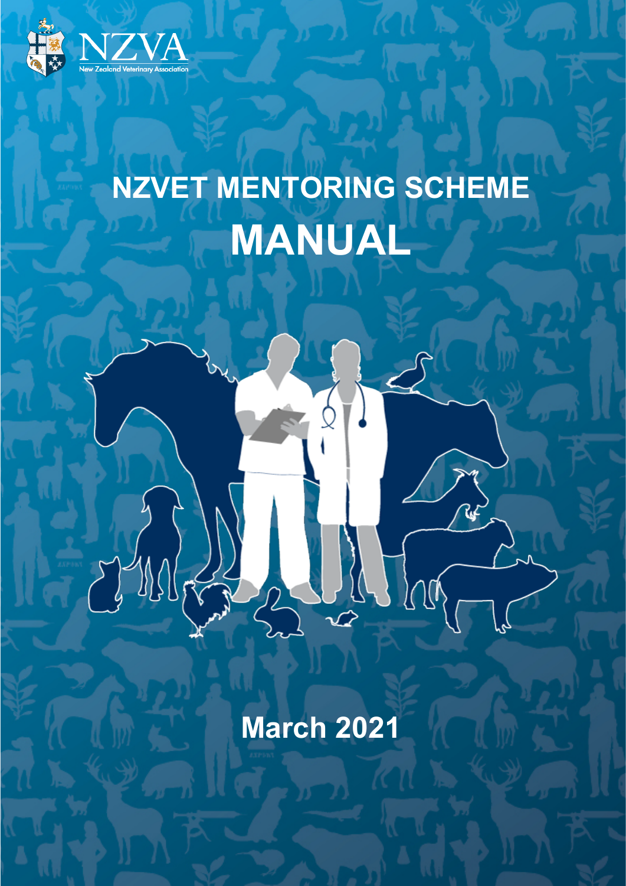NZVA

New Zealand Veterinary Association

# NZVET MENTORING SCHEME

# MANUAL

## March 2021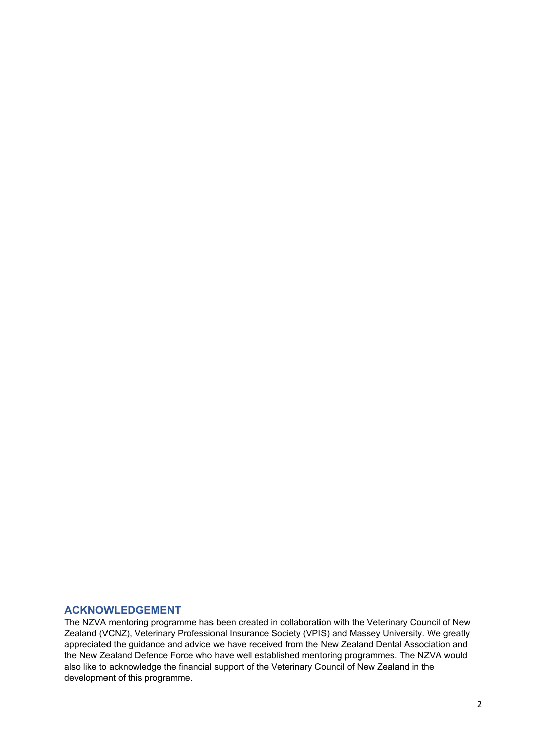## ACKNOWLEDGEMENT

The NZVA mentoring programme has been created in collaboration with the Veterinary Council of New Zealand (VCNZ), Veterinary Professional Insurance Society (VPIS) and Massey University. We greatly appreciated the guidance and advice we have received from the New Zealand Dental Association and the New Zealand Defence Force who have well established mentoring programmes. The NZVA would also like to acknowledge the financial support of the Veterinary Council of New Zealand in the development of this programme.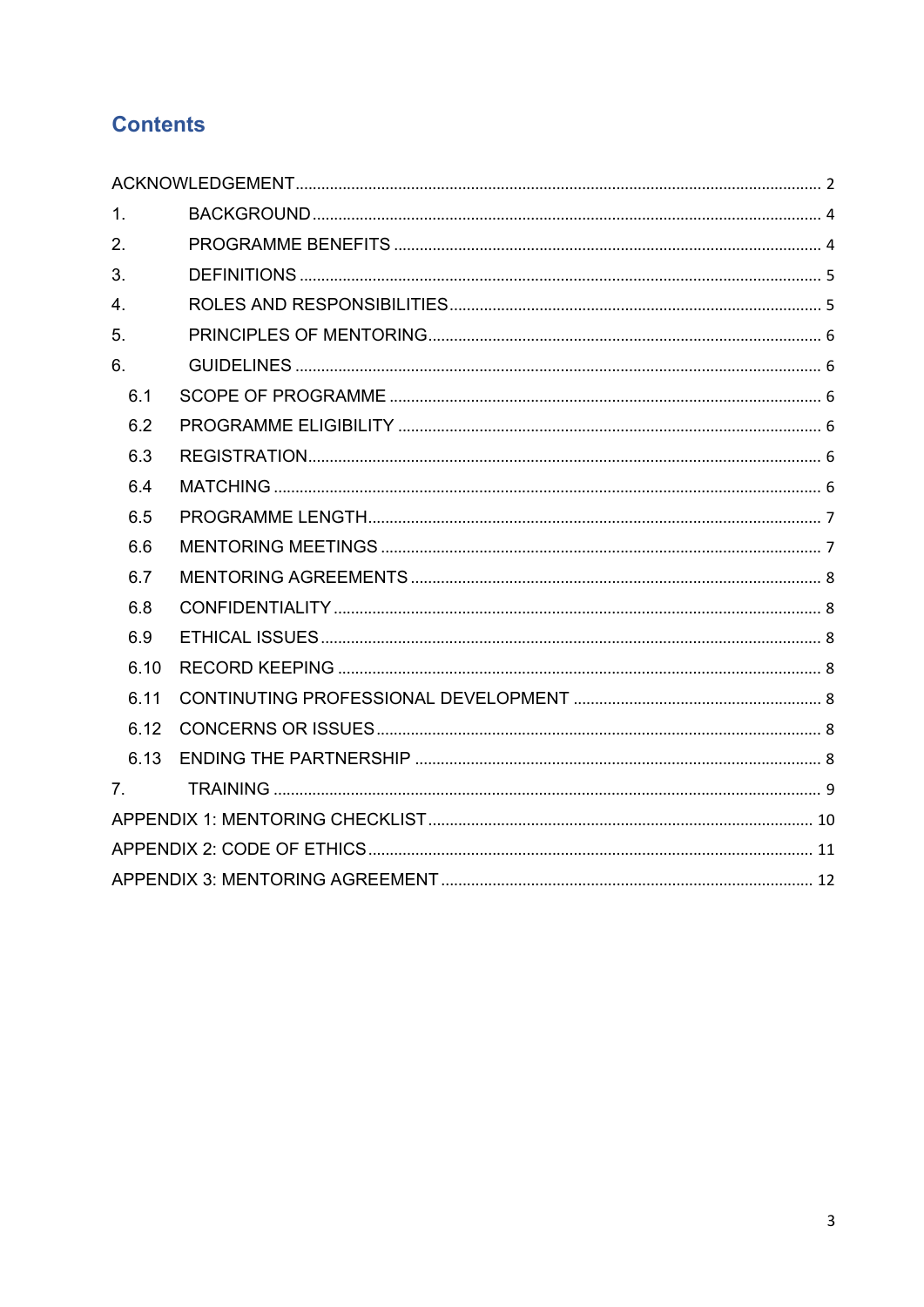# Contents

ACKNOWLEDGEMENT ........ 2

1. BACKGROUND ........ 4
2. PROGRAMME BENEFITS ........ 4
3. DEFINITIONS ........ 5
4. ROLES AND RESPONSIBILITIES ........ 5
5. PRINCIPLES OF MENTORING ........ 6
6. GUIDELINES ........ 6
   - 6.1 SCOPE OF PROGRAMME ........ 6
   - 6.2 PROGRAMME ELIGIBILITY ........ 6
   - 6.3 REGISTRATION ........ 6
   - 6.4 MATCHING ........ 6
   - 6.5 PROGRAMME LENGTH ........ 7
   - 6.6 MENTORING MEETINGS ........ 7
   - 6.7 MENTORING AGREEMENTS ........ 8
   - 6.8 CONFIDENTIALITY ........ 8
   - 6.9 ETHICAL ISSUES ........ 8
   - 6.10 RECORD KEEPING ........ 8
   - 6.11 CONTINUTING PROFESSIONAL DEVELOPMENT ........ 8
   - 6.12 CONCERNS OR ISSUES ........ 8
   - 6.13 ENDING THE PARTNERSHIP ........ 8
7. TRAINING ........ 9

APPENDIX 1: MENTORING CHECKLIST ........ 10

APPENDIX 2: CODE OF ETHICS ........ 11

APPENDIX 3: MENTORING AGREEMENT ........ 12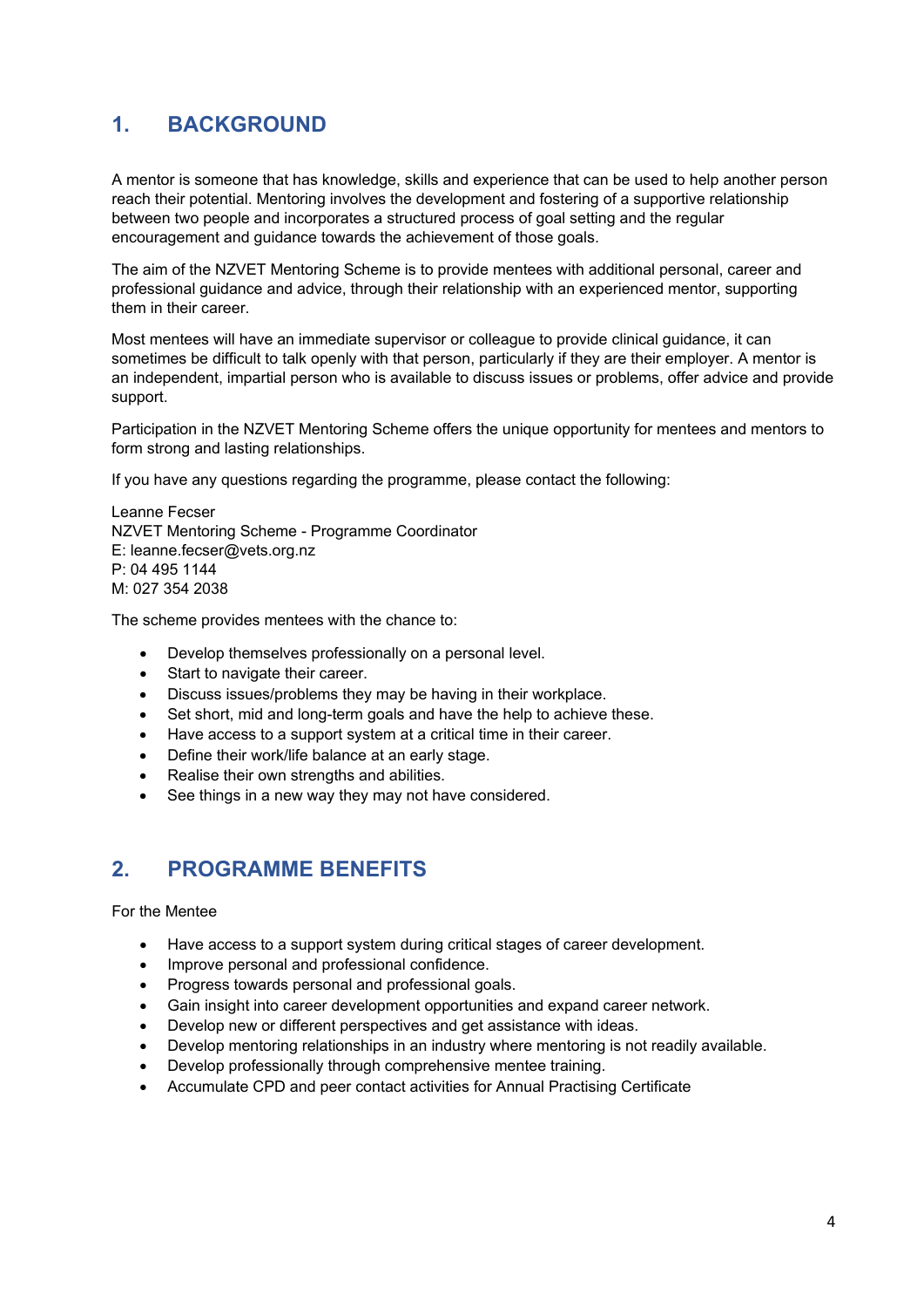## 1. BACKGROUND

A mentor is someone that has knowledge, skills and experience that can be used to help another person reach their potential. Mentoring involves the development and fostering of a supportive relationship between two people and incorporates a structured process of goal setting and the regular encouragement and guidance towards the achievement of those goals.

The aim of the NZVET Mentoring Scheme is to provide mentees with additional personal, career and professional guidance and advice, through their relationship with an experienced mentor, supporting them in their career.

Most mentees will have an immediate supervisor or colleague to provide clinical guidance, it can sometimes be difficult to talk openly with that person, particularly if they are their employer. A mentor is an independent, impartial person who is available to discuss issues or problems, offer advice and provide support.

Participation in the NZVET Mentoring Scheme offers the unique opportunity for mentees and mentors to form strong and lasting relationships.

If you have any questions regarding the programme, please contact the following:

Leanne Fecser  
NZVET Mentoring Scheme - Programme Coordinator  
E: leanne.fecser@vets.org.nz  
P: 04 495 1144  
M: 027 354 2038

The scheme provides mentees with the chance to:

- Develop themselves professionally on a personal level.
- Start to navigate their career.
- Discuss issues/problems they may be having in their workplace.
- Set short, mid and long-term goals and have the help to achieve these.
- Have access to a support system at a critical time in their career.
- Define their work/life balance at an early stage.
- Realise their own strengths and abilities.
- See things in a new way they may not have considered.

## 2. PROGRAMME BENEFITS

For the Mentee

- Have access to a support system during critical stages of career development.
- Improve personal and professional confidence.
- Progress towards personal and professional goals.
- Gain insight into career development opportunities and expand career network.
- Develop new or different perspectives and get assistance with ideas.
- Develop mentoring relationships in an industry where mentoring is not readily available.
- Develop professionally through comprehensive mentee training.
- Accumulate CPD and peer contact activities for Annual Practising Certificate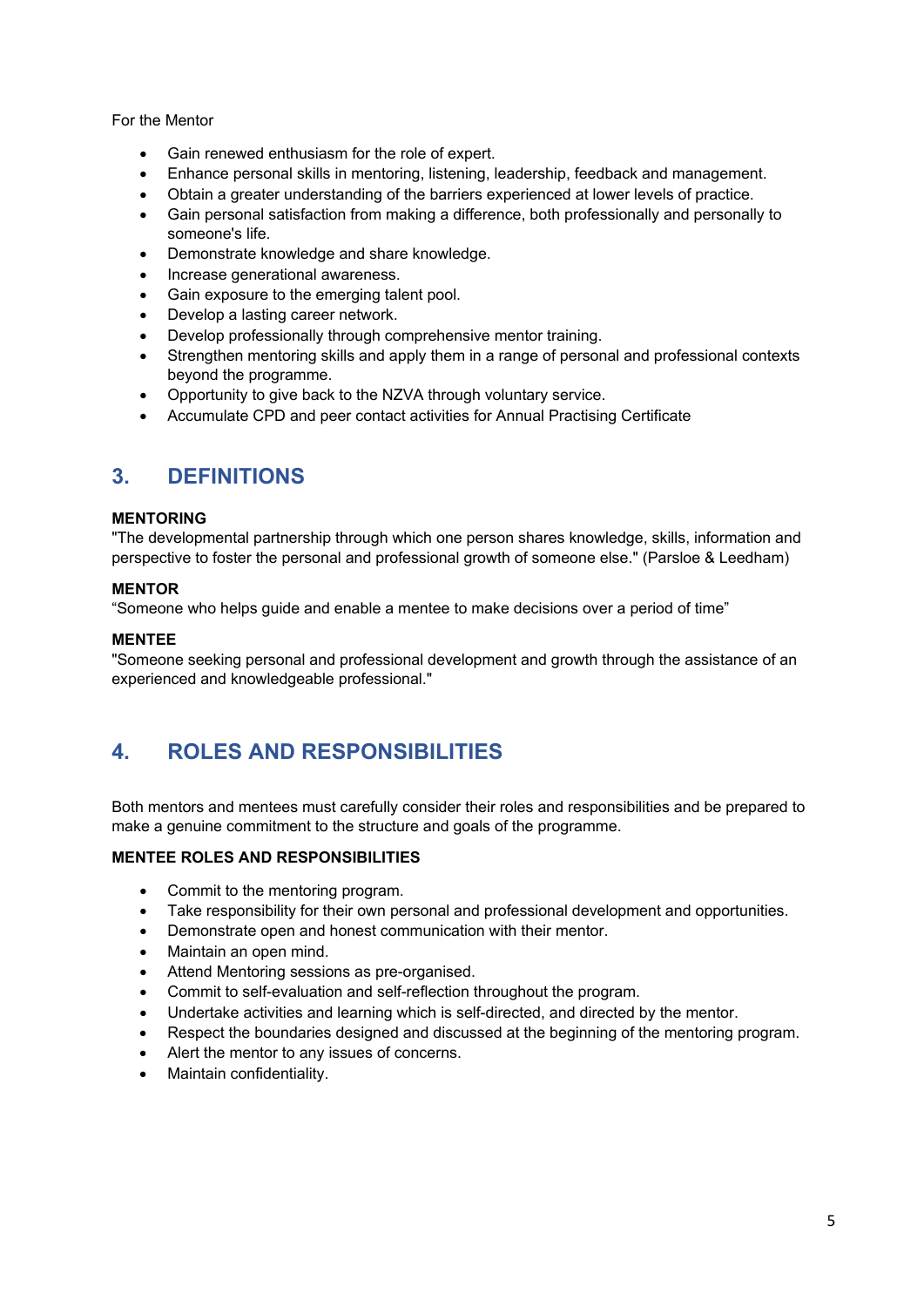For the Mentor

- Gain renewed enthusiasm for the role of expert.
- Enhance personal skills in mentoring, listening, leadership, feedback and management.
- Obtain a greater understanding of the barriers experienced at lower levels of practice.
- Gain personal satisfaction from making a difference, both professionally and personally to someone's life.
- Demonstrate knowledge and share knowledge.
- Increase generational awareness.
- Gain exposure to the emerging talent pool.
- Develop a lasting career network.
- Develop professionally through comprehensive mentor training.
- Strengthen mentoring skills and apply them in a range of personal and professional contexts beyond the programme.
- Opportunity to give back to the NZVA through voluntary service.
- Accumulate CPD and peer contact activities for Annual Practising Certificate

## 3. DEFINITIONS

**MENTORING**
"The developmental partnership through which one person shares knowledge, skills, information and perspective to foster the personal and professional growth of someone else." (Parsloe & Leedham)

**MENTOR**
"Someone who helps guide and enable a mentee to make decisions over a period of time"

**MENTEE**
"Someone seeking personal and professional development and growth through the assistance of an experienced and knowledgeable professional."

## 4. ROLES AND RESPONSIBILITIES

Both mentors and mentees must carefully consider their roles and responsibilities and be prepared to make a genuine commitment to the structure and goals of the programme.

**MENTEE ROLES AND RESPONSIBILITIES**

- Commit to the mentoring program.
- Take responsibility for their own personal and professional development and opportunities.
- Demonstrate open and honest communication with their mentor.
- Maintain an open mind.
- Attend Mentoring sessions as pre-organised.
- Commit to self-evaluation and self-reflection throughout the program.
- Undertake activities and learning which is self-directed, and directed by the mentor.
- Respect the boundaries designed and discussed at the beginning of the mentoring program.
- Alert the mentor to any issues of concerns.
- Maintain confidentiality.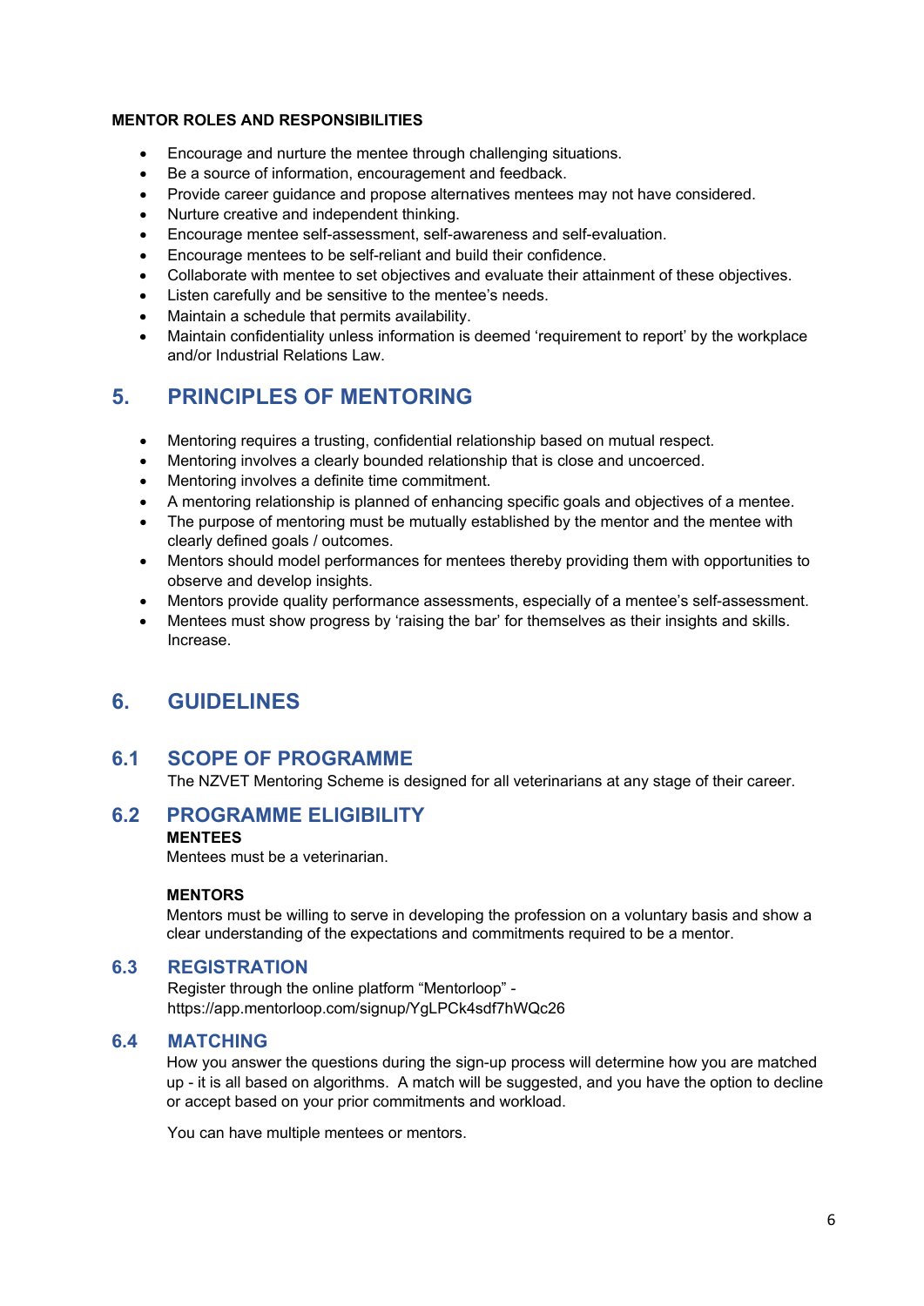**MENTOR ROLES AND RESPONSIBILITIES**

- Encourage and nurture the mentee through challenging situations.
- Be a source of information, encouragement and feedback.
- Provide career guidance and propose alternatives mentees may not have considered.
- Nurture creative and independent thinking.
- Encourage mentee self-assessment, self-awareness and self-evaluation.
- Encourage mentees to be self-reliant and build their confidence.
- Collaborate with mentee to set objectives and evaluate their attainment of these objectives.
- Listen carefully and be sensitive to the mentee's needs.
- Maintain a schedule that permits availability.
- Maintain confidentiality unless information is deemed 'requirement to report' by the workplace and/or Industrial Relations Law.

# 5. PRINCIPLES OF MENTORING

- Mentoring requires a trusting, confidential relationship based on mutual respect.
- Mentoring involves a clearly bounded relationship that is close and uncoerced.
- Mentoring involves a definite time commitment.
- A mentoring relationship is planned of enhancing specific goals and objectives of a mentee.
- The purpose of mentoring must be mutually established by the mentor and the mentee with clearly defined goals / outcomes.
- Mentors should model performances for mentees thereby providing them with opportunities to observe and develop insights.
- Mentors provide quality performance assessments, especially of a mentee's self-assessment.
- Mentees must show progress by 'raising the bar' for themselves as their insights and skills. Increase.

# 6. GUIDELINES

## 6.1 SCOPE OF PROGRAMME

The NZVET Mentoring Scheme is designed for all veterinarians at any stage of their career.

## 6.2 PROGRAMME ELIGIBILITY

**MENTEES**

Mentees must be a veterinarian.

**MENTORS**

Mentors must be willing to serve in developing the profession on a voluntary basis and show a clear understanding of the expectations and commitments required to be a mentor.

## 6.3 REGISTRATION

Register through the online platform "Mentorloop" - https://app.mentorloop.com/signup/YgLPCk4sdf7hWQc26

## 6.4 MATCHING

How you answer the questions during the sign-up process will determine how you are matched up - it is all based on algorithms. A match will be suggested, and you have the option to decline or accept based on your prior commitments and workload.

You can have multiple mentees or mentors.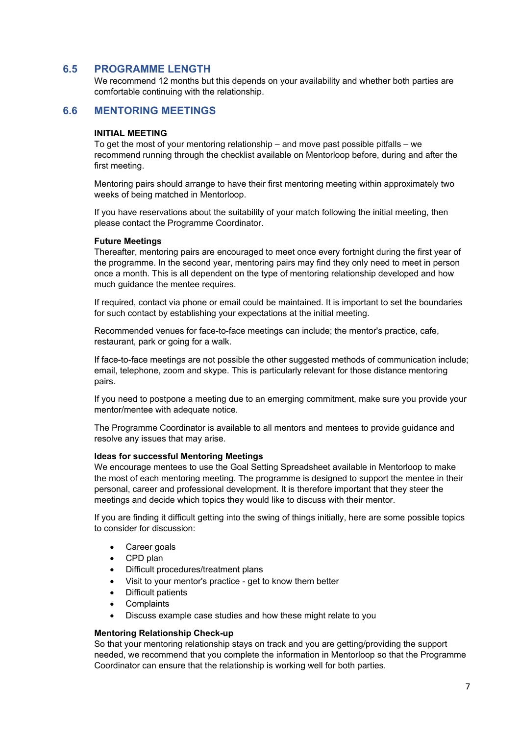## 6.5 PROGRAMME LENGTH

We recommend 12 months but this depends on your availability and whether both parties are comfortable continuing with the relationship.

## 6.6 MENTORING MEETINGS

### INITIAL MEETING

To get the most of your mentoring relationship – and move past possible pitfalls – we recommend running through the checklist available on Mentorloop before, during and after the first meeting.

Mentoring pairs should arrange to have their first mentoring meeting within approximately two weeks of being matched in Mentorloop.

If you have reservations about the suitability of your match following the initial meeting, then please contact the Programme Coordinator.

### Future Meetings

Thereafter, mentoring pairs are encouraged to meet once every fortnight during the first year of the programme. In the second year, mentoring pairs may find they only need to meet in person once a month. This is all dependent on the type of mentoring relationship developed and how much guidance the mentee requires.

If required, contact via phone or email could be maintained. It is important to set the boundaries for such contact by establishing your expectations at the initial meeting.

Recommended venues for face-to-face meetings can include; the mentor's practice, cafe, restaurant, park or going for a walk.

If face-to-face meetings are not possible the other suggested methods of communication include; email, telephone, zoom and skype. This is particularly relevant for those distance mentoring pairs.

If you need to postpone a meeting due to an emerging commitment, make sure you provide your mentor/mentee with adequate notice.

The Programme Coordinator is available to all mentors and mentees to provide guidance and resolve any issues that may arise.

### Ideas for successful Mentoring Meetings

We encourage mentees to use the Goal Setting Spreadsheet available in Mentorloop to make the most of each mentoring meeting. The programme is designed to support the mentee in their personal, career and professional development. It is therefore important that they steer the meetings and decide which topics they would like to discuss with their mentor.

If you are finding it difficult getting into the swing of things initially, here are some possible topics to consider for discussion:

- Career goals
- CPD plan
- Difficult procedures/treatment plans
- Visit to your mentor's practice - get to know them better
- Difficult patients
- Complaints
- Discuss example case studies and how these might relate to you

### Mentoring Relationship Check-up

So that your mentoring relationship stays on track and you are getting/providing the support needed, we recommend that you complete the information in Mentorloop so that the Programme Coordinator can ensure that the relationship is working well for both parties.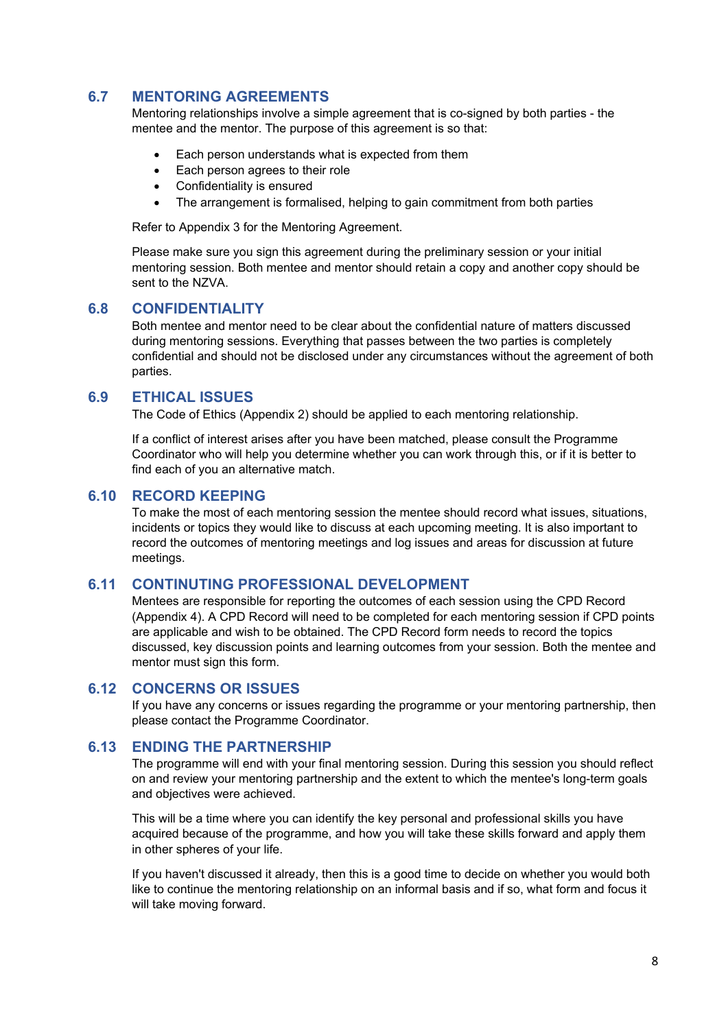## 6.7 MENTORING AGREEMENTS

Mentoring relationships involve a simple agreement that is co-signed by both parties - the mentee and the mentor. The purpose of this agreement is so that:

- Each person understands what is expected from them
- Each person agrees to their role
- Confidentiality is ensured
- The arrangement is formalised, helping to gain commitment from both parties

Refer to Appendix 3 for the Mentoring Agreement.

Please make sure you sign this agreement during the preliminary session or your initial mentoring session. Both mentee and mentor should retain a copy and another copy should be sent to the NZVA.

## 6.8 CONFIDENTIALITY

Both mentee and mentor need to be clear about the confidential nature of matters discussed during mentoring sessions. Everything that passes between the two parties is completely confidential and should not be disclosed under any circumstances without the agreement of both parties.

## 6.9 ETHICAL ISSUES

The Code of Ethics (Appendix 2) should be applied to each mentoring relationship.

If a conflict of interest arises after you have been matched, please consult the Programme Coordinator who will help you determine whether you can work through this, or if it is better to find each of you an alternative match.

## 6.10 RECORD KEEPING

To make the most of each mentoring session the mentee should record what issues, situations, incidents or topics they would like to discuss at each upcoming meeting. It is also important to record the outcomes of mentoring meetings and log issues and areas for discussion at future meetings.

## 6.11 CONTINUTING PROFESSIONAL DEVELOPMENT

Mentees are responsible for reporting the outcomes of each session using the CPD Record (Appendix 4). A CPD Record will need to be completed for each mentoring session if CPD points are applicable and wish to be obtained. The CPD Record form needs to record the topics discussed, key discussion points and learning outcomes from your session. Both the mentee and mentor must sign this form.

## 6.12 CONCERNS OR ISSUES

If you have any concerns or issues regarding the programme or your mentoring partnership, then please contact the Programme Coordinator.

## 6.13 ENDING THE PARTNERSHIP

The programme will end with your final mentoring session. During this session you should reflect on and review your mentoring partnership and the extent to which the mentee's long-term goals and objectives were achieved.

This will be a time where you can identify the key personal and professional skills you have acquired because of the programme, and how you will take these skills forward and apply them in other spheres of your life.

If you haven't discussed it already, then this is a good time to decide on whether you would both like to continue the mentoring relationship on an informal basis and if so, what form and focus it will take moving forward.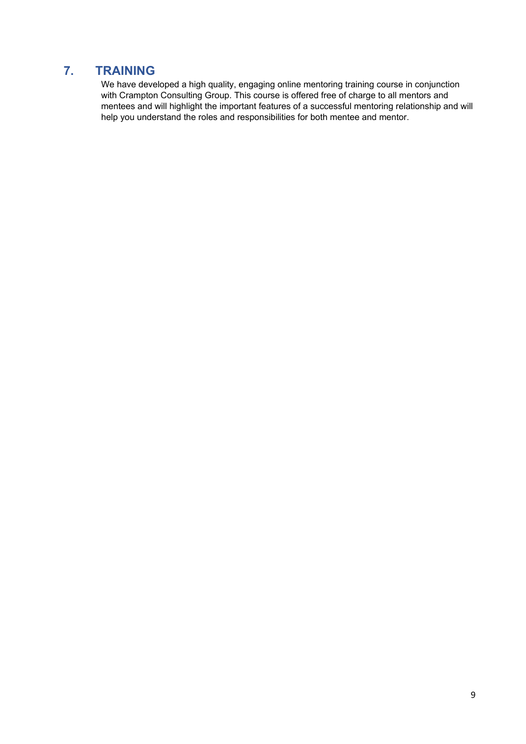## 7. TRAINING

We have developed a high quality, engaging online mentoring training course in conjunction with Crampton Consulting Group. This course is offered free of charge to all mentors and mentees and will highlight the important features of a successful mentoring relationship and will help you understand the roles and responsibilities for both mentee and mentor.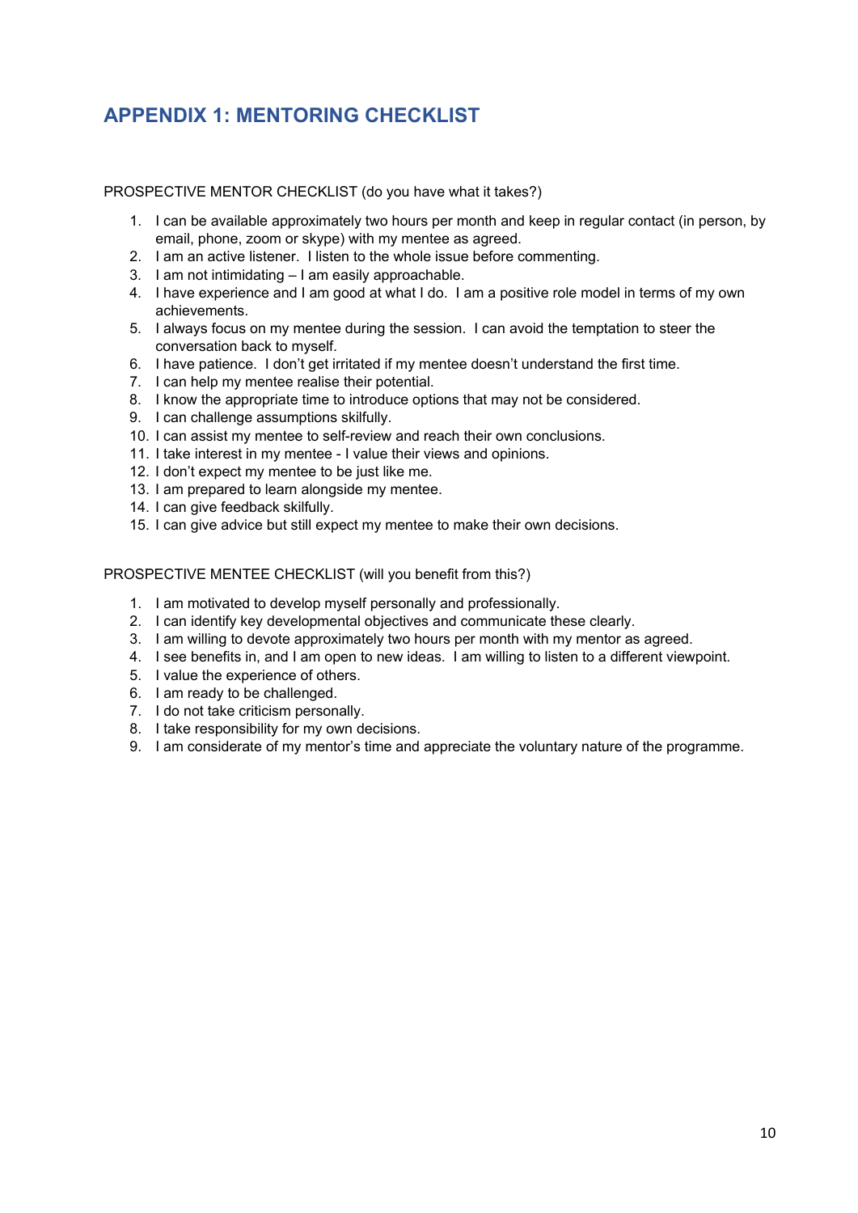## APPENDIX 1: MENTORING CHECKLIST

PROSPECTIVE MENTOR CHECKLIST (do you have what it takes?)

1. I can be available approximately two hours per month and keep in regular contact (in person, by email, phone, zoom or skype) with my mentee as agreed.
2. I am an active listener. I listen to the whole issue before commenting.
3. I am not intimidating – I am easily approachable.
4. I have experience and I am good at what I do. I am a positive role model in terms of my own achievements.
5. I always focus on my mentee during the session. I can avoid the temptation to steer the conversation back to myself.
6. I have patience. I don't get irritated if my mentee doesn't understand the first time.
7. I can help my mentee realise their potential.
8. I know the appropriate time to introduce options that may not be considered.
9. I can challenge assumptions skilfully.
10. I can assist my mentee to self-review and reach their own conclusions.
11. I take interest in my mentee - I value their views and opinions.
12. I don't expect my mentee to be just like me.
13. I am prepared to learn alongside my mentee.
14. I can give feedback skilfully.
15. I can give advice but still expect my mentee to make their own decisions.

PROSPECTIVE MENTEE CHECKLIST (will you benefit from this?)

1. I am motivated to develop myself personally and professionally.
2. I can identify key developmental objectives and communicate these clearly.
3. I am willing to devote approximately two hours per month with my mentor as agreed.
4. I see benefits in, and I am open to new ideas. I am willing to listen to a different viewpoint.
5. I value the experience of others.
6. I am ready to be challenged.
7. I do not take criticism personally.
8. I take responsibility for my own decisions.
9. I am considerate of my mentor's time and appreciate the voluntary nature of the programme.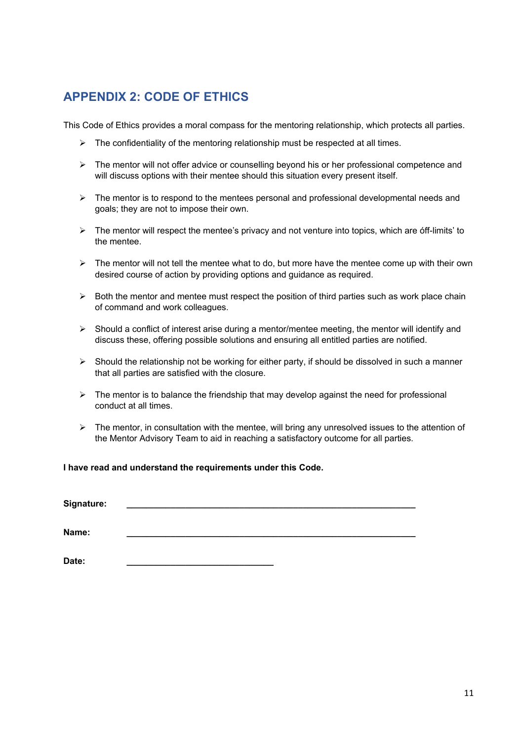## APPENDIX 2: CODE OF ETHICS

This Code of Ethics provides a moral compass for the mentoring relationship, which protects all parties.

- The confidentiality of the mentoring relationship must be respected at all times.
- The mentor will not offer advice or counselling beyond his or her professional competence and will discuss options with their mentee should this situation every present itself.
- The mentor is to respond to the mentees personal and professional developmental needs and goals; they are not to impose their own.
- The mentor will respect the mentee's privacy and not venture into topics, which are óff-limits' to the mentee.
- The mentor will not tell the mentee what to do, but more have the mentee come up with their own desired course of action by providing options and guidance as required.
- Both the mentor and mentee must respect the position of third parties such as work place chain of command and work colleagues.
- Should a conflict of interest arise during a mentor/mentee meeting, the mentor will identify and discuss these, offering possible solutions and ensuring all entitled parties are notified.
- Should the relationship not be working for either party, if should be dissolved in such a manner that all parties are satisfied with the closure.
- The mentor is to balance the friendship that may develop against the need for professional conduct at all times.
- The mentor, in consultation with the mentee, will bring any unresolved issues to the attention of the Mentor Advisory Team to aid in reaching a satisfactory outcome for all parties.

**I have read and understand the requirements under this Code.**

**Signature:** ____________________________________________________________

**Name:** ____________________________________________________________

**Date:** ______________________________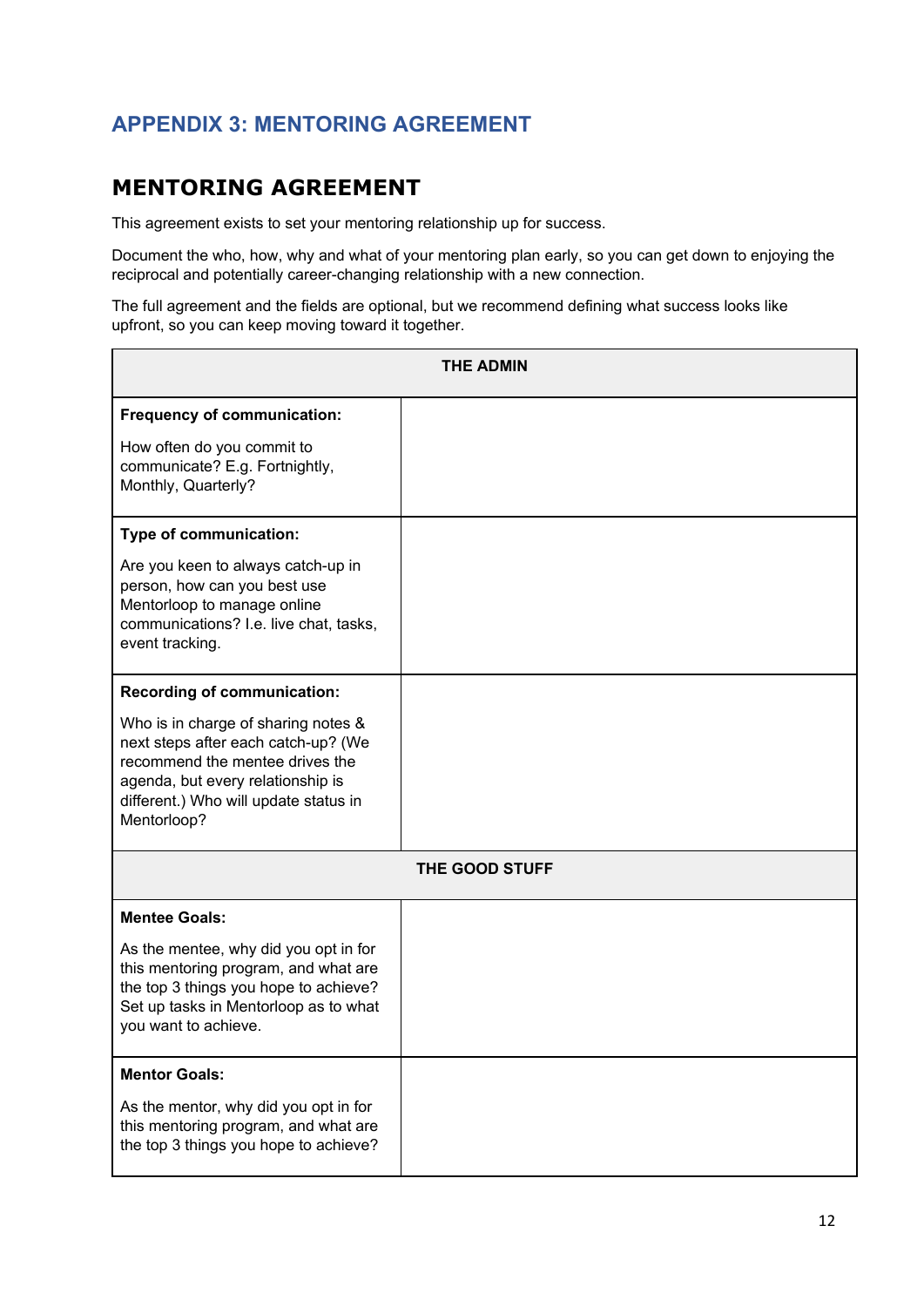## APPENDIX 3: MENTORING AGREEMENT

# MENTORING AGREEMENT

This agreement exists to set your mentoring relationship up for success.

Document the who, how, why and what of your mentoring plan early, so you can get down to enjoying the reciprocal and potentially career-changing relationship with a new connection.

The full agreement and the fields are optional, but we recommend defining what success looks like upfront, so you can keep moving toward it together.

| **THE ADMIN** | |
|---|---|
| **Frequency of communication:**<br><br>How often do you commit to communicate? E.g. Fortnightly, Monthly, Quarterly? | |
| **Type of communication:**<br><br>Are you keen to always catch-up in person, how can you best use Mentorloop to manage online communications? I.e. live chat, tasks, event tracking. | |
| **Recording of communication:**<br><br>Who is in charge of sharing notes & next steps after each catch-up? (We recommend the mentee drives the agenda, but every relationship is different.) Who will update status in Mentorloop? | |
| **THE GOOD STUFF** | |
| **Mentee Goals:**<br><br>As the mentee, why did you opt in for this mentoring program, and what are the top 3 things you hope to achieve? Set up tasks in Mentorloop as to what you want to achieve. | |
| **Mentor Goals:**<br><br>As the mentor, why did you opt in for this mentoring program, and what are the top 3 things you hope to achieve? | |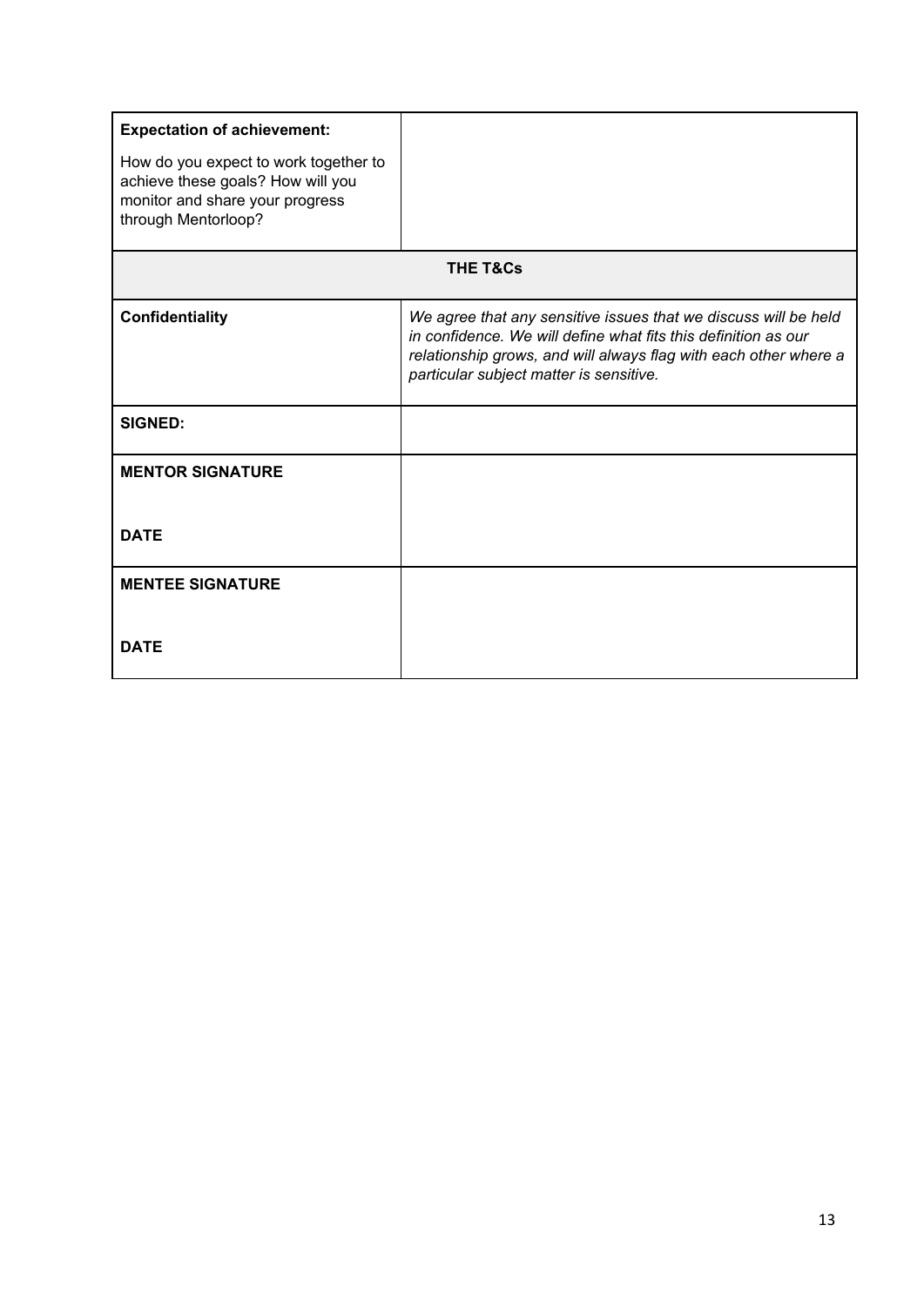| | |
|---|---|
| **Expectation of achievement:**<br><br>How do you expect to work together to achieve these goals? How will you monitor and share your progress through Mentorloop? | |
| **THE T&Cs** | |
| **Confidentiality** | *We agree that any sensitive issues that we discuss will be held in confidence. We will define what fits this definition as our relationship grows, and will always flag with each other where a particular subject matter is sensitive.* |
| **SIGNED:** | |
| **MENTOR SIGNATURE**<br><br>**DATE** | |
| **MENTEE SIGNATURE**<br><br>**DATE** | |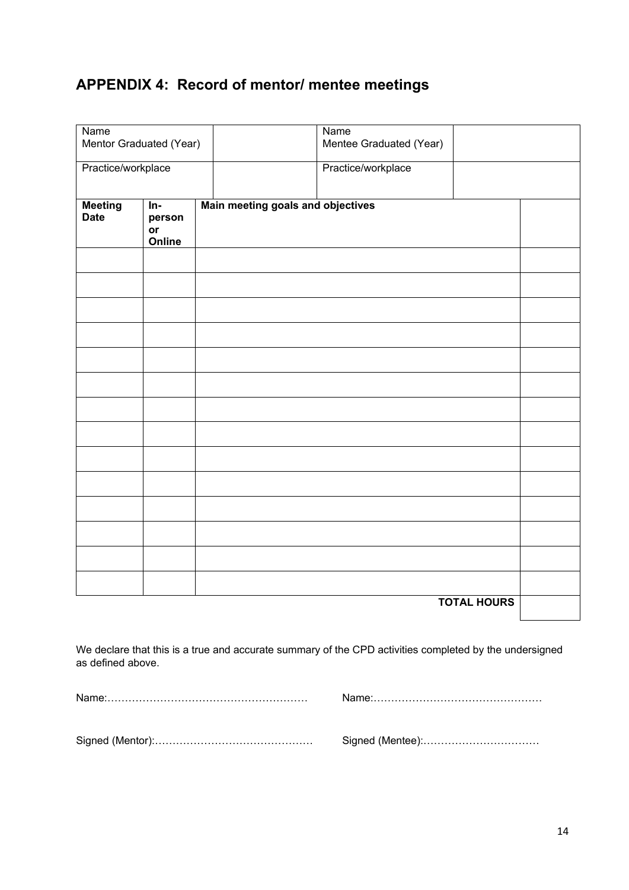## APPENDIX 4: Record of mentor/ mentee meetings

| Name<br>Mentor Graduated (Year) | | | Name<br>Mentee Graduated (Year) | |
|---|---|---|---|---|
| Practice/workplace | | | Practice/workplace | |

| **Meeting Date** | **In-person or Online** | **Main meeting goals and objectives** | |
|---|---|---|---|
| | | | |
| | | | |
| | | | |
| | | | |
| | | | |
| | | | |
| | | | |
| | | | |
| | | | |
| | | | |
| | | | |
| | | | |
| | | | |
| | | | |
| | | **TOTAL HOURS** | |

We declare that this is a true and accurate summary of the CPD activities completed by the undersigned as defined above.

Name:…………………………………………………  Name:…………………………………………

Signed (Mentor):………………………………………  Signed (Mentee):……………………………